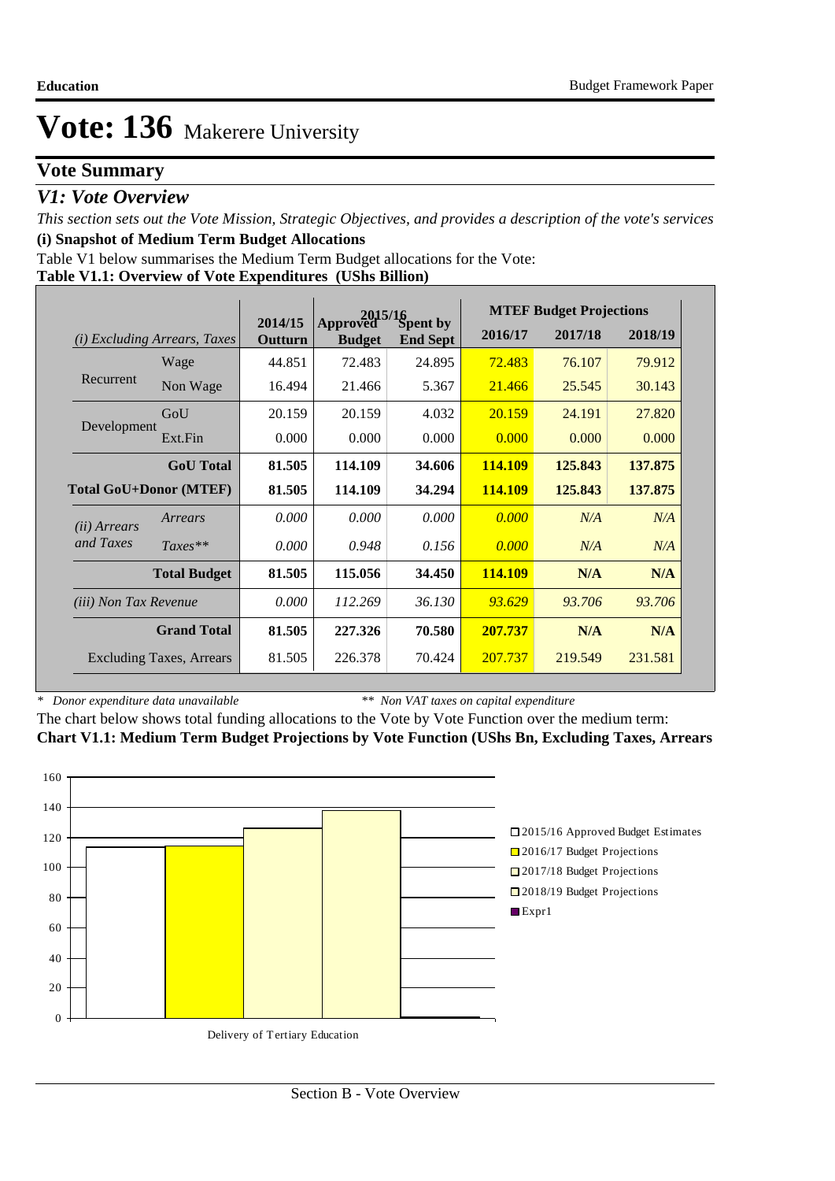# Vote: 136 Makerere University

## Vote Summary

### *V1: Vote Overview*

*This section sets out the Vote Mission, Strategic Objectives, and provides a description of the vote's services*

**(i) Snapshot of Medium Term Budget Allocations**

Table V1 below summarises the Medium Term Budget allocations for the Vote:

**Table V1.1: Overview of Vote Expenditures (UShs Billion)**

| *(i) Excluding Arrears, Taxes* | | 2014/15 Outturn | 2015/16 Approved Budget | 2015/16 Spent by End Sept | MTEF Budget Projections 2016/17 | 2017/18 | 2018/19 |
|---|---|---|---|---|---|---|---|
| Recurrent | Wage | 44.851 | 72.483 | 24.895 | 72.483 | 76.107 | 79.912 |
| | Non Wage | 16.494 | 21.466 | 5.367 | 21.466 | 25.545 | 30.143 |
| Development | GoU | 20.159 | 20.159 | 4.032 | 20.159 | 24.191 | 27.820 |
| | Ext.Fin | 0.000 | 0.000 | 0.000 | 0.000 | 0.000 | 0.000 |
| | **GoU Total** | **81.505** | **114.109** | **34.606** | **114.109** | **125.843** | **137.875** |
| **Total GoU+Donor (MTEF)** | | **81.505** | **114.109** | **34.294** | **114.109** | **125.843** | **137.875** |
| *(ii) Arrears and Taxes* | *Arrears* | *0.000* | *0.000* | *0.000* | *0.000* | *N/A* | *N/A* |
| | *Taxes*** | *0.000* | *0.948* | *0.156* | *0.000* | *N/A* | *N/A* |
| | **Total Budget** | **81.505** | **115.056** | **34.450** | **114.109** | **N/A** | **N/A** |
| *(iii) Non Tax Revenue* | | *0.000* | *112.269* | *36.130* | *93.629* | *93.706* | *93.706* |
| | **Grand Total** | **81.505** | **227.326** | **70.580** | **207.737** | **N/A** | **N/A** |
| | Excluding Taxes, Arrears | 81.505 | 226.378 | 70.424 | 207.737 | 219.549 | 231.581 |

\* *Donor expenditure data unavailable* ** *Non VAT taxes on capital expenditure*

The chart below shows total funding allocations to the Vote by Vote Function over the medium term:

**Chart V1.1: Medium Term Budget Projections by Vote Function (UShs Bn, Excluding Taxes, Arrears**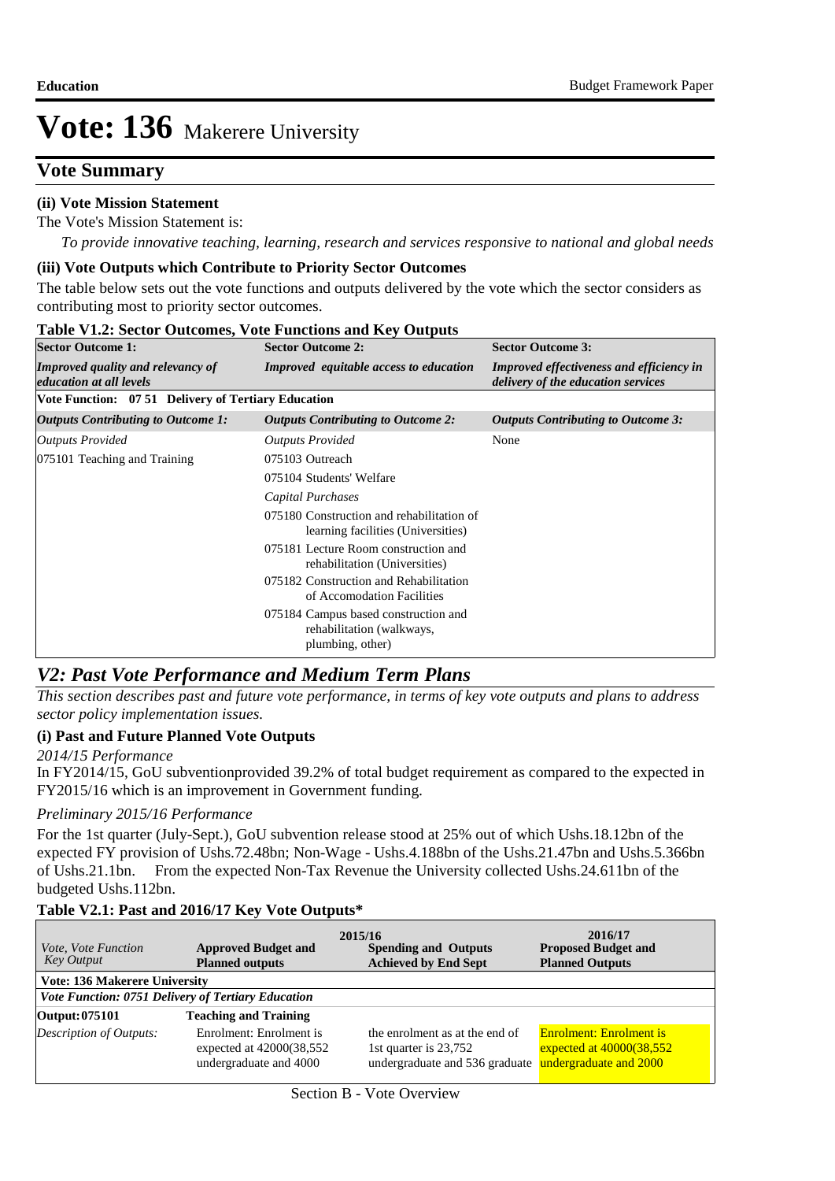# Vote: 136 Makerere University

## Vote Summary

**(ii) Vote Mission Statement**

The Vote's Mission Statement is:

*To provide innovative teaching, learning, research and services responsive to national and global needs*

**(iii) Vote Outputs which Contribute to Priority Sector Outcomes**

The table below sets out the vote functions and outputs delivered by the vote which the sector considers as contributing most to priority sector outcomes.

**Table V1.2: Sector Outcomes, Vote Functions and Key Outputs**

| Sector Outcome 1: | Sector Outcome 2: | Sector Outcome 3: |
|---|---|---|
| ***Improved quality and relevancy of education at all levels*** | ***Improved equitable access to education*** | ***Improved effectiveness and efficiency in delivery of the education services*** |
| **Vote Function: 07 51 Delivery of Tertiary Education** | | |
| ***Outputs Contributing to Outcome 1:*** | ***Outputs Contributing to Outcome 2:*** | ***Outputs Contributing to Outcome 3:*** |
| *Outputs Provided* | *Outputs Provided* | None |
| 075101 Teaching and Training | 075103 Outreach | |
| | 075104 Students' Welfare | |
| | *Capital Purchases* | |
| | 075180 Construction and rehabilitation of learning facilities (Universities) | |
| | 075181 Lecture Room construction and rehabilitation (Universities) | |
| | 075182 Construction and Rehabilitation of Accomodation Facilities | |
| | 075184 Campus based construction and rehabilitation (walkways, plumbing, other) | |

## *V2: Past Vote Performance and Medium Term Plans*

*This section describes past and future vote performance, in terms of key vote outputs and plans to address sector policy implementation issues.*

**(i) Past and Future Planned Vote Outputs**

*2014/15 Performance*

In FY2014/15, GoU subventionprovided 39.2% of total budget requirement as compared to the expected in FY2015/16 which is an improvement in Government funding.

*Preliminary 2015/16 Performance*

For the 1st quarter (July-Sept.), GoU subvention release stood at 25% out of which Ushs.18.12bn of the expected FY provision of Ushs.72.48bn; Non-Wage - Ushs.4.188bn of the Ushs.21.47bn and Ushs.5.366bn of Ushs.21.1bn. From the expected Non-Tax Revenue the University collected Ushs.24.611bn of the budgeted Ushs.112bn.

**Table V2.1: Past and 2016/17 Key Vote Outputs\***

| *Vote, Vote Function Key Output* | 2015/16 **Approved Budget and Planned outputs** | **Spending and Outputs Achieved by End Sept** | 2016/17 **Proposed Budget and Planned Outputs** |
|---|---|---|---|
| **Vote: 136 Makerere University** | | | |
| ***Vote Function: 0751 Delivery of Tertiary Education*** | | | |
| **Output: 075101** | **Teaching and Training** | | |
| *Description of Outputs:* | Enrolment: Enrolment is expected at 42000(38,552 undergraduate and 4000 | the enrolment as at the end of 1st quarter is 23,752 undergraduate and 536 graduate | Enrolment: Enrolment is expected at 40000(38,552 undergraduate and 2000 |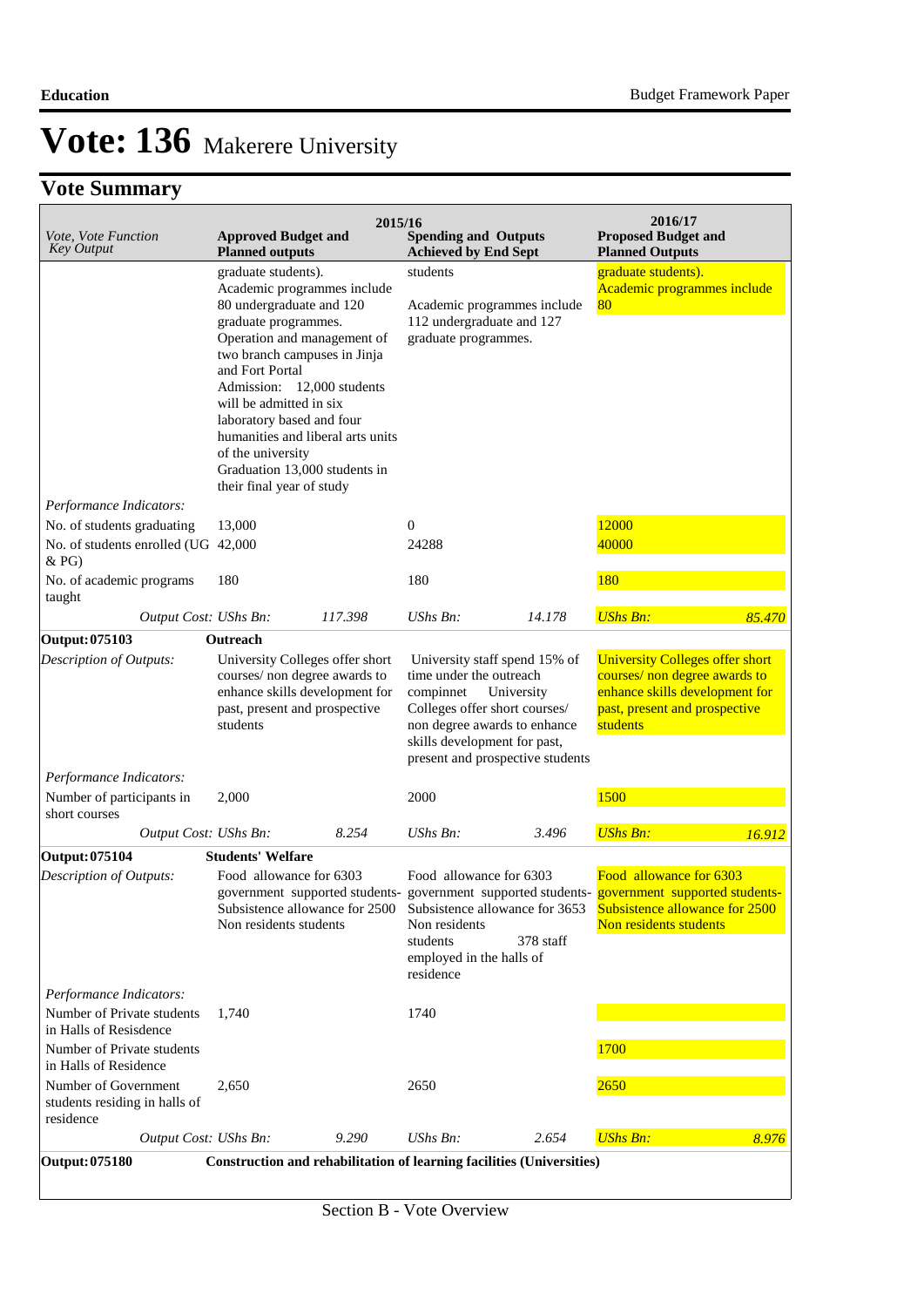# Vote: 136 Makerere University

## Vote Summary

| Vote, Vote Function Key Output | 2015/16 Approved Budget and Planned outputs | | 2015/16 Spending and Outputs Achieved by End Sept | | 2016/17 Proposed Budget and Planned Outputs | |
|---|---|---|---|---|---|---|
| | graduate students). Academic programmes include 80 undergraduate and 120 graduate programmes. Operation and management of two branch campuses in Jinja and Fort Portal Admission: 12,000 students will be admitted in six laboratory based and four humanities and liberal arts units of the university Graduation 13,000 students in their final year of study | | students Academic programmes include 112 undergraduate and 127 graduate programmes. | | graduate students). Academic programmes include 80 | |
| *Performance Indicators:* | | | | | | |
| No. of students graduating | 13,000 | | 0 | | 12000 | |
| No. of students enrolled (UG & PG) | 42,000 | | 24288 | | 40000 | |
| No. of academic programs taught | 180 | | 180 | | 180 | |
| *Output Cost:* | *UShs Bn:* | *117.398* | *UShs Bn:* | *14.178* | *UShs Bn:* | *85.470* |
| **Output: 075103** | **Outreach** | | | | | |
| *Description of Outputs:* | University Colleges offer short courses/ non degree awards to enhance skills development for past, present and prospective students | | University staff spend 15% of time under the outreach compinnet University Colleges offer short courses/ non degree awards to enhance skills development for past, present and prospective students | | University Colleges offer short courses/ non degree awards to enhance skills development for past, present and prospective students | |
| *Performance Indicators:* | | | | | | |
| Number of participants in short courses | 2,000 | | 2000 | | 1500 | |
| *Output Cost:* | *UShs Bn:* | *8.254* | *UShs Bn:* | *3.496* | *UShs Bn:* | *16.912* |
| **Output: 075104** | **Students' Welfare** | | | | | |
| *Description of Outputs:* | Food allowance for 6303 government supported students-Subsistence allowance for 2500 Non residents students | | Food allowance for 6303 government supported students-Subsistence allowance for 3653 Non residents students 378 staff employed in the halls of residence | | Food allowance for 6303 government supported students-Subsistence allowance for 2500 Non residents students | |
| *Performance Indicators:* | | | | | | |
| Number of Private students in Halls of Resisdence | 1,740 | | 1740 | | | |
| Number of Private students in Halls of Residence | | | | | 1700 | |
| Number of Government students residing in halls of residence | 2,650 | | 2650 | | 2650 | |
| *Output Cost:* | *UShs Bn:* | *9.290* | *UShs Bn:* | *2.654* | *UShs Bn:* | *8.976* |
| **Output: 075180** | **Construction and rehabilitation of learning facilities (Universities)** | | | | | |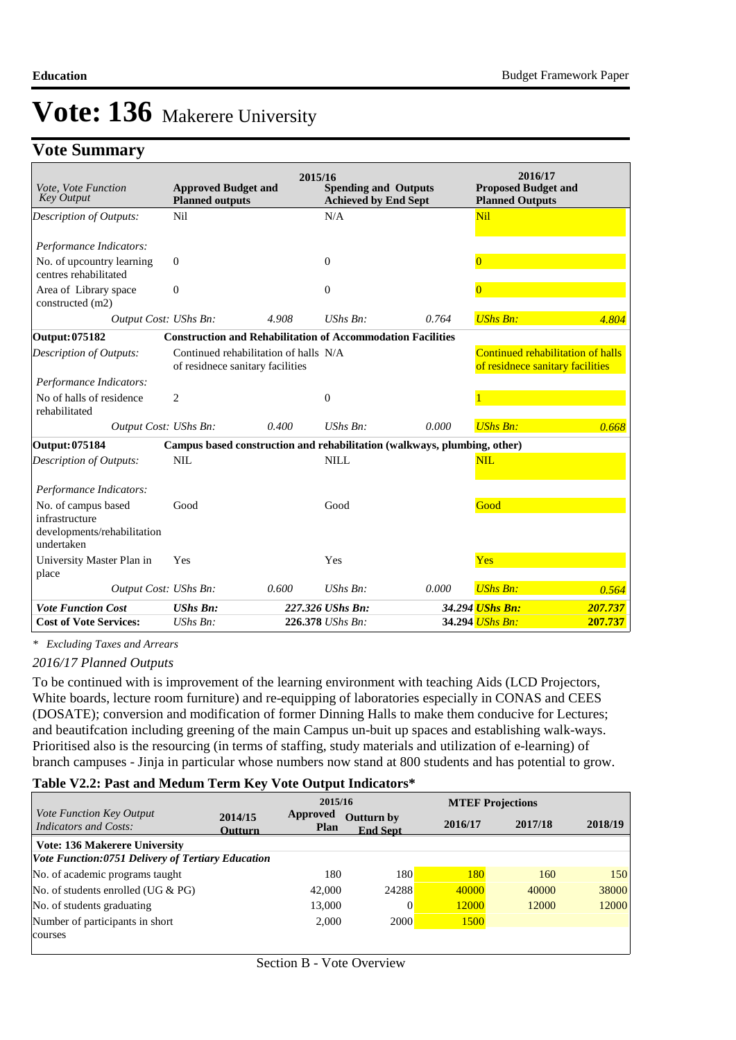# Vote: 136 Makerere University

## Vote Summary

| Vote, Vote Function Key Output | 2015/16 Approved Budget and Planned outputs | | 2015/16 Spending and Outputs Achieved by End Sept | | 2016/17 Proposed Budget and Planned Outputs | |
|---|---|---|---|---|---|---|
| *Description of Outputs:* | Nil | | N/A | | Nil | |
| *Performance Indicators:* | | | | | | |
| No. of upcountry learning centres rehabilitated | 0 | | 0 | | 0 | |
| Area of Library space constructed (m2) | 0 | | 0 | | 0 | |
| *Output Cost:* | *UShs Bn:* | *4.908* | *UShs Bn:* | *0.764* | *UShs Bn:* | *4.804* |
| **Output: 075182** | **Construction and Rehabilitation of Accommodation Facilities** | | | | | |
| *Description of Outputs:* | Continued rehabilitation of halls of residnece sanitary facilities | | N/A | | Continued rehabilitation of halls of residnece sanitary facilities | |
| *Performance Indicators:* | | | | | | |
| No of halls of residence rehabilitated | 2 | | 0 | | 1 | |
| *Output Cost:* | *UShs Bn:* | *0.400* | *UShs Bn:* | *0.000* | *UShs Bn:* | *0.668* |
| **Output: 075184** | **Campus based construction and rehabilitation (walkways, plumbing, other)** | | | | | |
| *Description of Outputs:* | NIL | | NILL | | NIL | |
| *Performance Indicators:* | | | | | | |
| No. of campus based infrastructure developments/rehabilitation undertaken | Good | | Good | | Good | |
| University Master Plan in place | Yes | | Yes | | Yes | |
| *Output Cost:* | *UShs Bn:* | *0.600* | *UShs Bn:* | *0.000* | *UShs Bn:* | *0.564* |
| ***Vote Function Cost*** | ***UShs Bn:*** | ***227.326*** | ***UShs Bn:*** | ***34.294*** | ***UShs Bn:*** | ***207.737*** |
| **Cost of Vote Services:** | *UShs Bn:* | **226.378** | *UShs Bn:* | **34.294** | *UShs Bn:* | **207.737** |

*\* Excluding Taxes and Arrears*

*2016/17 Planned Outputs*

To be continued with is improvement of the learning environment with teaching Aids (LCD Projectors, White boards, lecture room furniture) and re-equipping of laboratories especially in CONAS and CEES (DOSATE); conversion and modification of former Dinning Halls to make them conducive for Lectures; and beautifcation including greening of the main Campus un-buit up spaces and establishing walk-ways. Prioritised also is the resourcing (in terms of staffing, study materials and utilization of e-learning) of branch campuses - Jinja in particular whose numbers now stand at 800 students and has potential to grow.

**Table V2.2: Past and Medum Term Key Vote Output Indicators\***

| *Vote Function Key Output Indicators and Costs:* | 2014/15 Outturn | 2015/16 Approved Plan | 2015/16 Outturn by End Sept | MTEF Projections 2016/17 | 2017/18 | 2018/19 |
|---|---|---|---|---|---|---|
| **Vote: 136 Makerere University** | | | | | | |
| ***Vote Function:0751 Delivery of Tertiary Education*** | | | | | | |
| No. of academic programs taught | | 180 | 180 | 180 | 160 | 150 |
| No. of students enrolled (UG & PG) | | 42,000 | 24288 | 40000 | 40000 | 38000 |
| No. of students graduating | | 13,000 | 0 | 12000 | 12000 | 12000 |
| Number of participants in short courses | | 2,000 | 2000 | 1500 | | |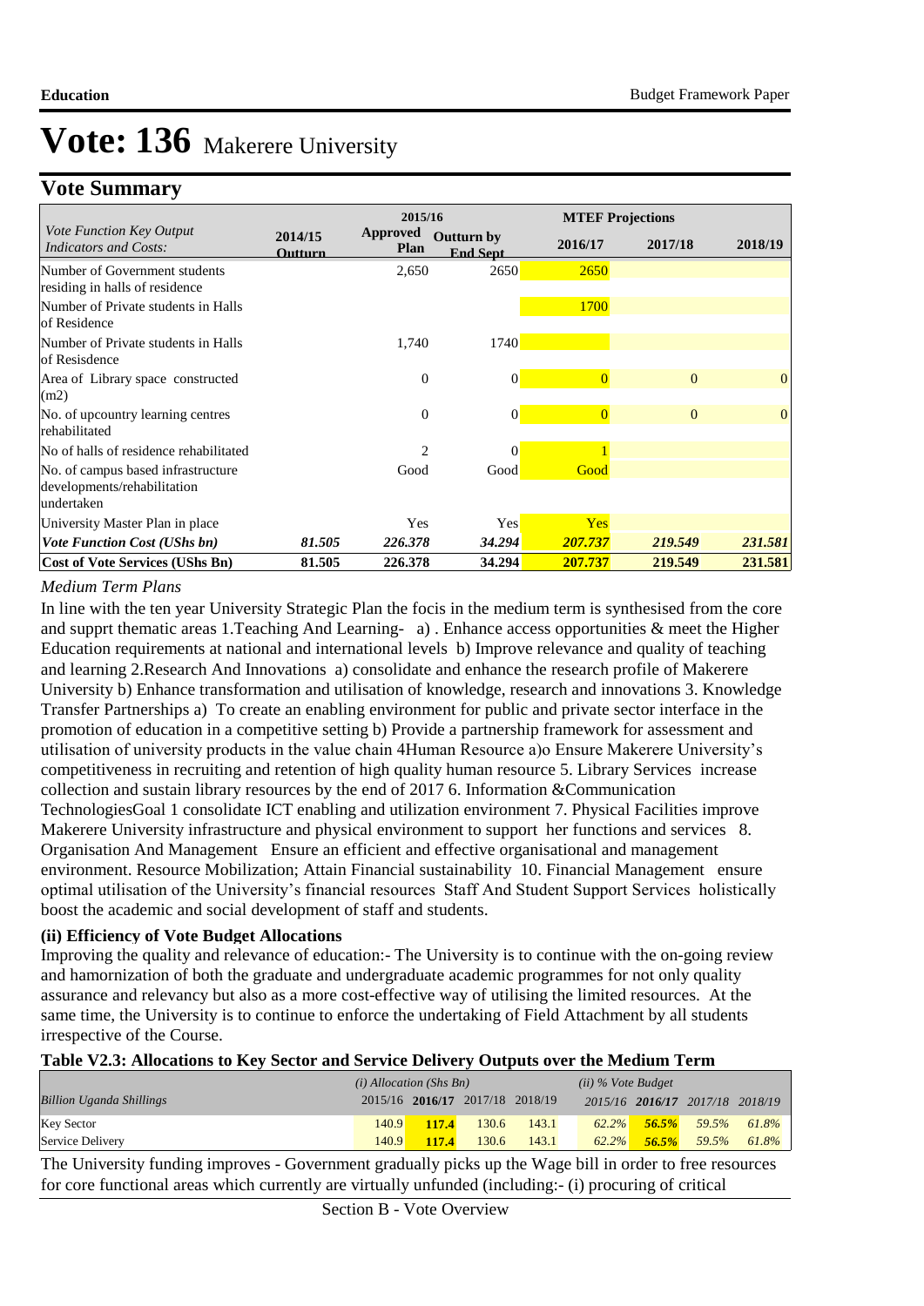# Vote: 136 Makerere University

## Vote Summary

| Vote Function Key Output Indicators and Costs: | 2014/15 Outturn | 2015/16 Approved Plan | 2015/16 Outturn by End Sept | MTEF Projections 2016/17 | 2017/18 | 2018/19 |
|---|---|---|---|---|---|---|
| Number of Government students residing in halls of residence | | 2,650 | 2650 | 2650 | | |
| Number of Private students in Halls of Residence | | | | 1700 | | |
| Number of Private students in Halls of Resisdence | | 1,740 | 1740 | | | |
| Area of Library space constructed (m2) | | 0 | 0 | 0 | 0 | 0 |
| No. of upcountry learning centres rehabilitated | | 0 | 0 | 0 | 0 | 0 |
| No of halls of residence rehabilitated | | 2 | 0 | 1 | | |
| No. of campus based infrastructure developments/rehabilitation undertaken | | Good | Good | Good | | |
| University Master Plan in place | | Yes | Yes | Yes | | |
| ***Vote Function Cost (UShs bn)*** | ***81.505*** | ***226.378*** | ***34.294*** | ***207.737*** | ***219.549*** | ***231.581*** |
| **Cost of Vote Services (UShs Bn)** | **81.505** | **226.378** | **34.294** | **207.737** | **219.549** | **231.581** |

*Medium Term Plans*

In line with the ten year University Strategic Plan the focis in the medium term is synthesised from the core and supprt thematic areas 1.Teaching And Learning- a) . Enhance access opportunities & meet the Higher Education requirements at national and international levels b) Improve relevance and quality of teaching and learning 2.Research And Innovations a) consolidate and enhance the research profile of Makerere University b) Enhance transformation and utilisation of knowledge, research and innovations 3. Knowledge Transfer Partnerships a) To create an enabling environment for public and private sector interface in the promotion of education in a competitive setting b) Provide a partnership framework for assessment and utilisation of university products in the value chain 4Human Resource a)o Ensure Makerere University's competitiveness in recruiting and retention of high quality human resource 5. Library Services increase collection and sustain library resources by the end of 2017 6. Information &Communication TechnologiesGoal 1 consolidate ICT enabling and utilization environment 7. Physical Facilities improve Makerere University infrastructure and physical environment to support her functions and services 8. Organisation And Management Ensure an efficient and effective organisational and management environment. Resource Mobilization; Attain Financial sustainability 10. Financial Management ensure optimal utilisation of the University's financial resources Staff And Student Support Services holistically boost the academic and social development of staff and students.

### (ii) Efficiency of Vote Budget Allocations

Improving the quality and relevance of education:- The University is to continue with the on-going review and hamornization of both the graduate and undergraduate academic programmes for not only quality assurance and relevancy but also as a more cost-effective way of utilising the limited resources. At the same time, the University is to continue to enforce the undertaking of Field Attachment by all students irrespective of the Course.

**Table V2.3: Allocations to Key Sector and Service Delivery Outputs over the Medium Term**

| *Billion Uganda Shillings* | *(i) Allocation (Shs Bn)* 2015/16 | **2016/17** | 2017/18 | 2018/19 | *(ii) % Vote Budget* 2015/16 | **2016/17** | 2017/18 | 2018/19 |
|---|---|---|---|---|---|---|---|---|
| Key Sector | 140.9 | **117.4** | 130.6 | 143.1 | *62.2%* | ***56.5%*** | *59.5%* | *61.8%* |
| Service Delivery | 140.9 | **117.4** | 130.6 | 143.1 | *62.2%* | ***56.5%*** | *59.5%* | *61.8%* |

The University funding improves - Government gradually picks up the Wage bill in order to free resources for core functional areas which currently are virtually unfunded (including:- (i) procuring of critical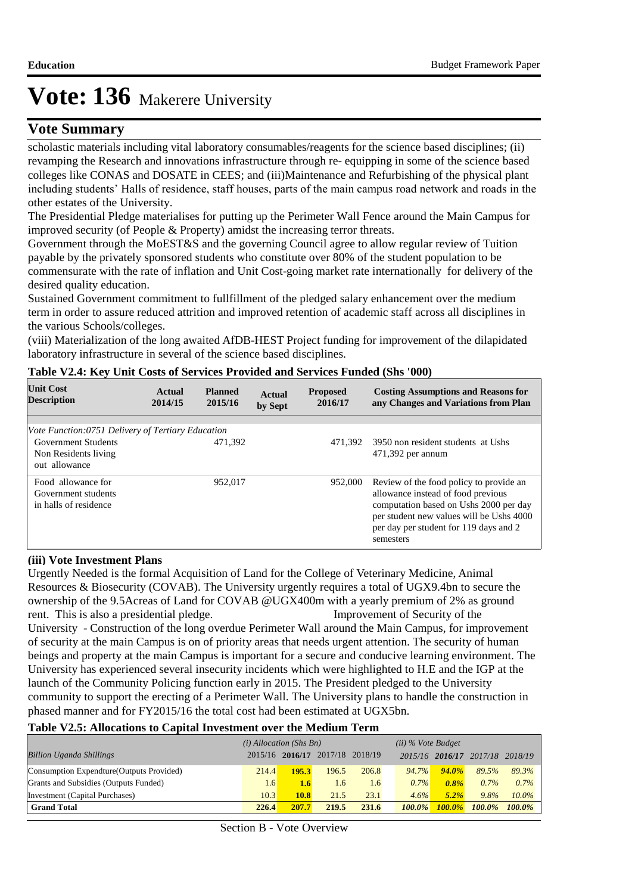# Vote: 136 Makerere University

## Vote Summary

scholastic materials including vital laboratory consumables/reagents for the science based disciplines; (ii) revamping the Research and innovations infrastructure through re- equipping in some of the science based colleges like CONAS and DOSATE in CEES; and (iii)Maintenance and Refurbishing of the physical plant including students' Halls of residence, staff houses, parts of the main campus road network and roads in the other estates of the University.

The Presidential Pledge materialises for putting up the Perimeter Wall Fence around the Main Campus for improved security (of People & Property) amidst the increasing terror threats.

Government through the MoEST&S and the governing Council agree to allow regular review of Tuition payable by the privately sponsored students who constitute over 80% of the student population to be commensurate with the rate of inflation and Unit Cost-going market rate internationally for delivery of the desired quality education.

Sustained Government commitment to fullfillment of the pledged salary enhancement over the medium term in order to assure reduced attrition and improved retention of academic staff across all disciplines in the various Schools/colleges.

(viii) Materialization of the long awaited AfDB-HEST Project funding for improvement of the dilapidated laboratory infrastructure in several of the science based disciplines.

**Table V2.4: Key Unit Costs of Services Provided and Services Funded (Shs '000)**

| Unit Cost Description | Actual 2014/15 | Planned 2015/16 | Actual by Sept | Proposed 2016/17 | Costing Assumptions and Reasons for any Changes and Variations from Plan |
|---|---|---|---|---|---|
| *Vote Function:0751 Delivery of Tertiary Education* | | | | | |
| Government Students Non Residents living out allowance | | 471,392 | | 471,392 | 3950 non resident students at Ushs 471,392 per annum |
| Food allowance for Government students in halls of residence | | 952,017 | | 952,000 | Review of the food policy to provide an allowance instead of food previous computation based on Ushs 2000 per day per student new values will be Ushs 4000 per day per student for 119 days and 2 semesters |

**(iii) Vote Investment Plans**

Urgently Needed is the formal Acquisition of Land for the College of Veterinary Medicine, Animal Resources & Biosecurity (COVAB). The University urgently requires a total of UGX9.4bn to secure the ownership of the 9.5Acreas of Land for COVAB @UGX400m with a yearly premium of 2% as ground rent. This is also a presidential pledge. Improvement of Security of the University - Construction of the long overdue Perimeter Wall around the Main Campus, for improvement of security at the main Campus is on of priority areas that needs urgent attention. The security of human beings and property at the main Campus is important for a secure and conducive learning environment. The University has experienced several insecurity incidents which were highlighted to H.E and the IGP at the launch of the Community Policing function early in 2015. The President pledged to the University community to support the erecting of a Perimeter Wall. The University plans to handle the construction in phased manner and for FY2015/16 the total cost had been estimated at UGX5bn.

**Table V2.5: Allocations to Capital Investment over the Medium Term**

| | *(i) Allocation (Shs Bn)* | | | | *(ii) % Vote Budget* | | | |
|---|---|---|---|---|---|---|---|---|
| *Billion Uganda Shillings* | 2015/16 | **2016/17** | 2017/18 | 2018/19 | 2015/16 | **2016/17** | 2017/18 | 2018/19 |
| Consumption Expendture(Outputs Provided) | 214.4 | **195.3** | 196.5 | 206.8 | *94.7%* | ***94.0%*** | *89.5%* | *89.3%* |
| Grants and Subsidies (Outputs Funded) | 1.6 | **1.6** | 1.6 | 1.6 | *0.7%* | ***0.8%*** | *0.7%* | *0.7%* |
| Investment (Capital Purchases) | 10.3 | **10.8** | 21.5 | 23.1 | *4.6%* | ***5.2%*** | *9.8%* | *10.0%* |
| **Grand Total** | **226.4** | **207.7** | **219.5** | **231.6** | ***100.0%*** | ***100.0%*** | ***100.0%*** | ***100.0%*** |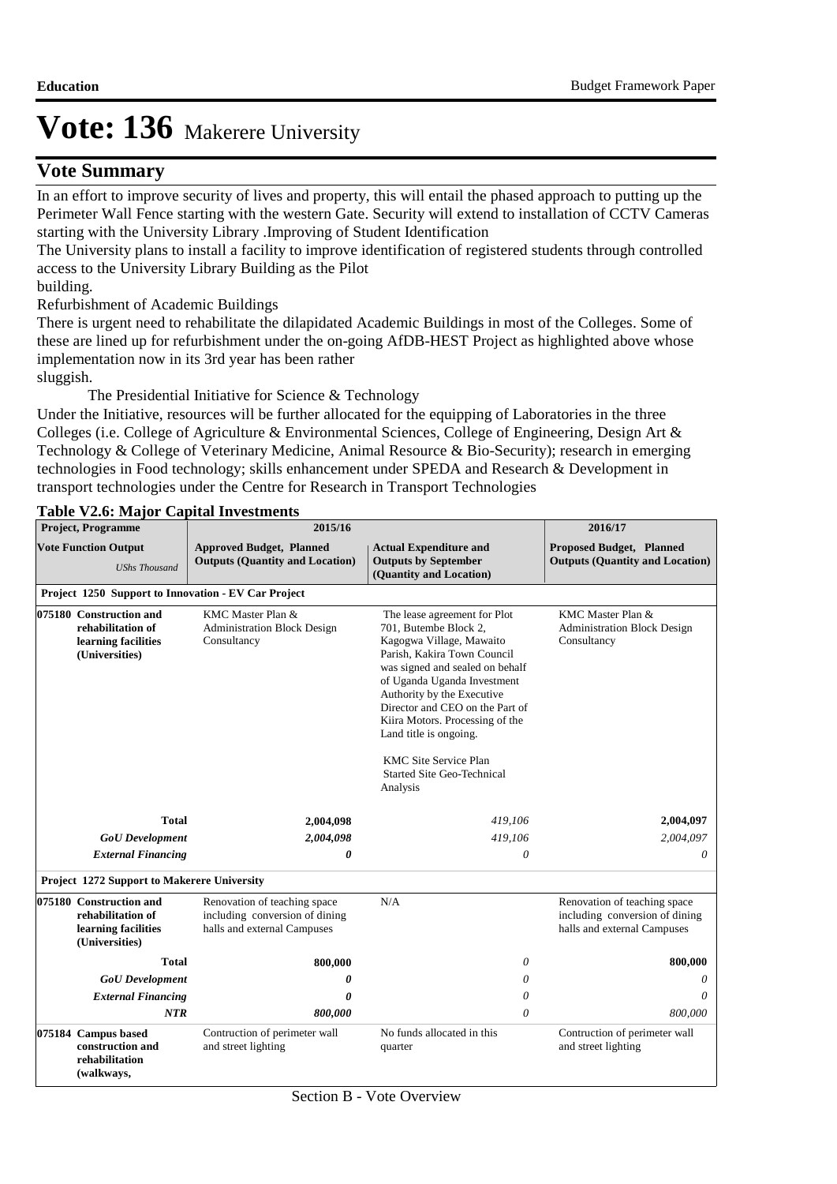# Vote: 136 Makerere University

## Vote Summary

In an effort to improve security of lives and property, this will entail the phased approach to putting up the Perimeter Wall Fence starting with the western Gate. Security will extend to installation of CCTV Cameras starting with the University Library .Improving of Student Identification

The University plans to install a facility to improve identification of registered students through controlled access to the University Library Building as the Pilot building.

Refurbishment of Academic Buildings

There is urgent need to rehabilitate the dilapidated Academic Buildings in most of the Colleges. Some of these are lined up for refurbishment under the on-going AfDB-HEST Project as highlighted above whose implementation now in its 3rd year has been rather sluggish.

The Presidential Initiative for Science & Technology

Under the Initiative, resources will be further allocated for the equipping of Laboratories in the three Colleges (i.e. College of Agriculture & Environmental Sciences, College of Engineering, Design Art & Technology & College of Veterinary Medicine, Animal Resource & Bio-Security); research in emerging technologies in Food technology; skills enhancement under SPEDA and Research & Development in transport technologies under the Centre for Research in Transport Technologies

**Table V2.6: Major Capital Investments**

| Project, Programme | 2015/16 | | 2016/17 |
|---|---|---|---|
| **Vote Function Output** *UShs Thousand* | **Approved Budget, Planned Outputs (Quantity and Location)** | **Actual Expenditure and Outputs by September (Quantity and Location)** | **Proposed Budget, Planned Outputs (Quantity and Location)** |
| **Project 1250 Support to Innovation - EV Car Project** | | | |
| **075180 Construction and rehabilitation of learning facilities (Universities)** | KMC Master Plan & Administration Block Design Consultancy | The lease agreement for Plot 701, Butembe Block 2, Kagogwa Village, Mawaito Parish, Kakira Town Council was signed and sealed on behalf of Uganda Uganda Investment Authority by the Executive Director and CEO on the Part of Kiira Motors. Processing of the Land title is ongoing. KMC Site Service Plan Started Site Geo-Technical Analysis | KMC Master Plan & Administration Block Design Consultancy |
| **Total** | **2,004,098** | *419,106* | **2,004,097** |
| ***GoU Development*** | ***2,004,098*** | *419,106* | *2,004,097* |
| ***External Financing*** | ***0*** | *0* | *0* |
| **Project 1272 Support to Makerere University** | | | |
| **075180 Construction and rehabilitation of learning facilities (Universities)** | Renovation of teaching space including conversion of dining halls and external Campuses | N/A | Renovation of teaching space including conversion of dining halls and external Campuses |
| **Total** | **800,000** | *0* | **800,000** |
| ***GoU Development*** | ***0*** | *0* | *0* |
| ***External Financing*** | ***0*** | *0* | *0* |
| ***NTR*** | ***800,000*** | *0* | *800,000* |
| **075184 Campus based construction and rehabilitation (walkways,** | Contruction of perimeter wall and street lighting | No funds allocated in this quarter | Contruction of perimeter wall and street lighting |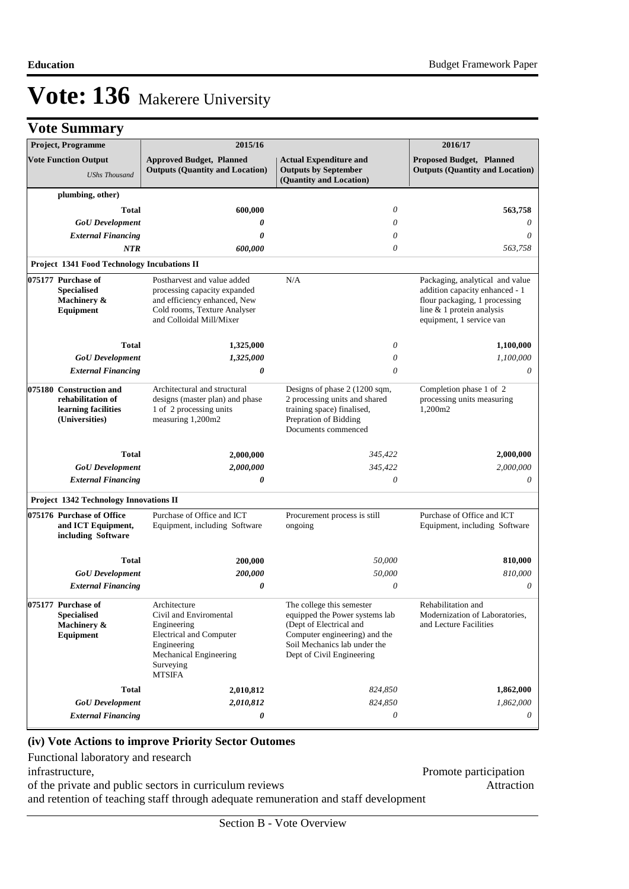# Vote: 136 Makerere University

## Vote Summary

| Project, Programme | 2015/16 | | 2016/17 |
|---|---|---|---|
| **Vote Function Output** *UShs Thousand* | **Approved Budget, Planned Outputs (Quantity and Location)** | **Actual Expenditure and Outputs by September (Quantity and Location)** | **Proposed Budget, Planned Outputs (Quantity and Location)** |
| **plumbing, other)** | | | |
| **Total** | **600,000** | *0* | **563,758** |
| ***GoU Development*** | ***0*** | *0* | *0* |
| ***External Financing*** | ***0*** | *0* | *0* |
| ***NTR*** | ***600,000*** | *0* | *563,758* |
| **Project 1341 Food Technology Incubations II** | | | |
| **075177 Purchase of Specialised Machinery & Equipment** | Postharvest and value added processing capacity expanded and efficiency enhanced, New Cold rooms, Texture Analyser and Colloidal Mill/Mixer | N/A | Packaging, analytical and value addition capacity enhanced - 1 flour packaging, 1 processing line & 1 protein analysis equipment, 1 service van |
| **Total** | **1,325,000** | *0* | **1,100,000** |
| ***GoU Development*** | ***1,325,000*** | *0* | *1,100,000* |
| ***External Financing*** | ***0*** | *0* | *0* |
| **075180 Construction and rehabilitation of learning facilities (Universities)** | Architectural and structural designs (master plan) and phase 1 of 2 processing units measuring 1,200m2 | Designs of phase 2 (1200 sqm, 2 processing units and shared training space) finalised, Prepration of Bidding Documents commenced | Completion phase 1 of 2 processing units measuring 1,200m2 |
| **Total** | **2,000,000** | *345,422* | **2,000,000** |
| ***GoU Development*** | ***2,000,000*** | *345,422* | *2,000,000* |
| ***External Financing*** | ***0*** | *0* | *0* |
| **Project 1342 Technology Innovations II** | | | |
| **075176 Purchase of Office and ICT Equipment, including Software** | Purchase of Office and ICT Equipment, including Software | Procurement process is still ongoing | Purchase of Office and ICT Equipment, including Software |
| **Total** | **200,000** | *50,000* | **810,000** |
| ***GoU Development*** | ***200,000*** | *50,000* | *810,000* |
| ***External Financing*** | ***0*** | *0* | *0* |
| **075177 Purchase of Specialised Machinery & Equipment** | Architecture<br>Civil and Enviromental Engineering<br>Electrical and Computer Engineering<br>Mechanical Engineering<br>Surveying<br>MTSIFA | The college this semester equipped the Power systems lab (Dept of Electrical and Computer engineering) and the Soil Mechanics lab under the Dept of Civil Engineering | Rehabilitation and Modernization of Laboratories, and Lecture Facilities |
| **Total** | **2,010,812** | *824,850* | **1,862,000** |
| ***GoU Development*** | ***2,010,812*** | *824,850* | *1,862,000* |
| ***External Financing*** | ***0*** | *0* | *0* |

### (iv) Vote Actions to improve Priority Sector Outomes

Functional laboratory and research infrastructure, Promote participation of the private and public sectors in curriculum reviews Attraction and retention of teaching staff through adequate remuneration and staff development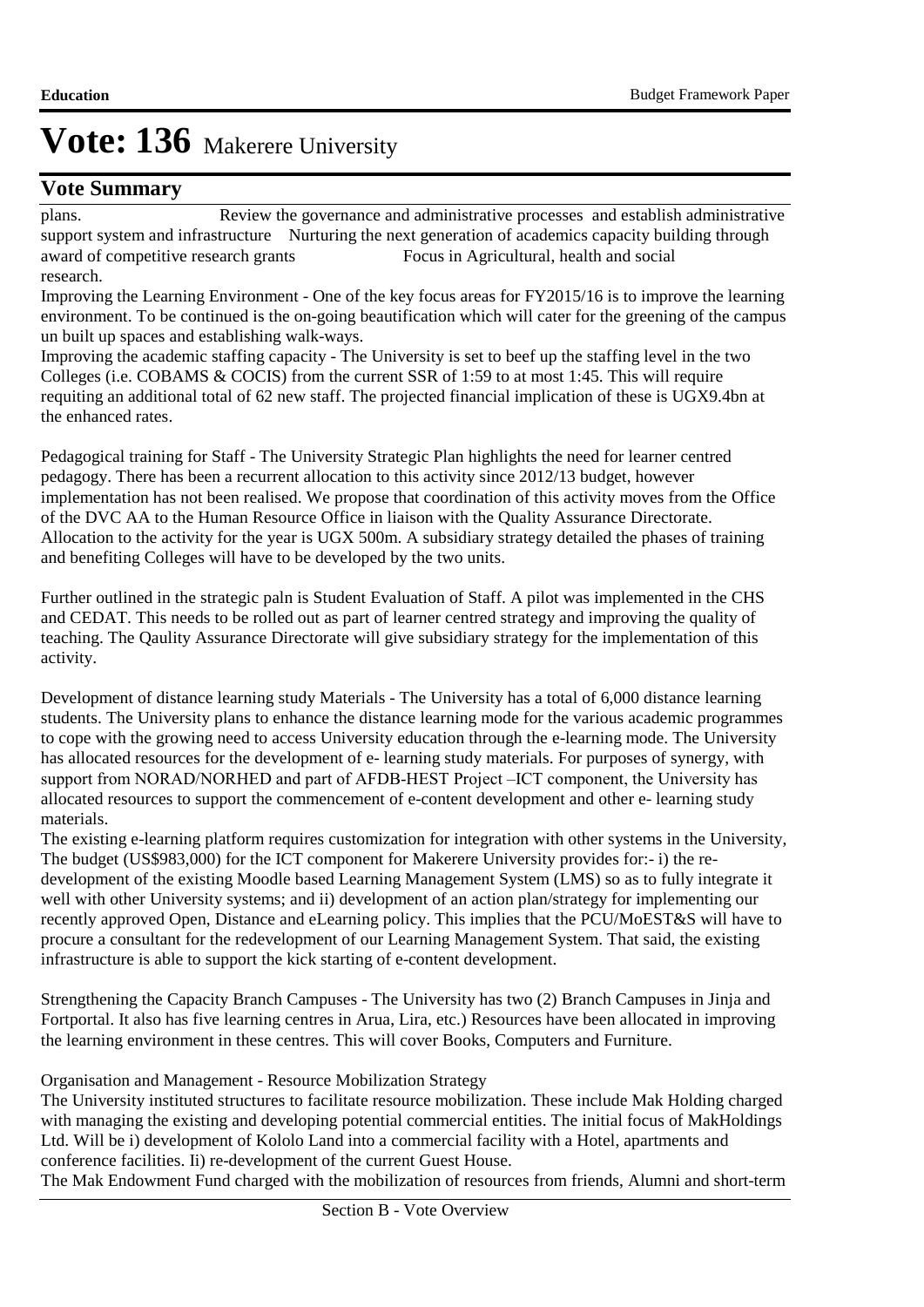# Vote: 136 Makerere University

## Vote Summary

plans. Review the governance and administrative processes and establish administrative support system and infrastructure Nurturing the next generation of academics capacity building through award of competitive research grants Focus in Agricultural, health and social research.

Improving the Learning Environment - One of the key focus areas for FY2015/16 is to improve the learning environment. To be continued is the on-going beautification which will cater for the greening of the campus un built up spaces and establishing walk-ways.

Improving the academic staffing capacity - The University is set to beef up the staffing level in the two Colleges (i.e. COBAMS & COCIS) from the current SSR of 1:59 to at most 1:45. This will require requiting an additional total of 62 new staff. The projected financial implication of these is UGX9.4bn at the enhanced rates.

Pedagogical training for Staff - The University Strategic Plan highlights the need for learner centred pedagogy. There has been a recurrent allocation to this activity since 2012/13 budget, however implementation has not been realised. We propose that coordination of this activity moves from the Office of the DVC AA to the Human Resource Office in liaison with the Quality Assurance Directorate. Allocation to the activity for the year is UGX 500m. A subsidiary strategy detailed the phases of training and benefiting Colleges will have to be developed by the two units.

Further outlined in the strategic paln is Student Evaluation of Staff. A pilot was implemented in the CHS and CEDAT. This needs to be rolled out as part of learner centred strategy and improving the quality of teaching. The Qaulity Assurance Directorate will give subsidiary strategy for the implementation of this activity.

Development of distance learning study Materials - The University has a total of 6,000 distance learning students. The University plans to enhance the distance learning mode for the various academic programmes to cope with the growing need to access University education through the e-learning mode. The University has allocated resources for the development of e- learning study materials. For purposes of synergy, with support from NORAD/NORHED and part of AFDB-HEST Project –ICT component, the University has allocated resources to support the commencement of e-content development and other e- learning study materials.

The existing e-learning platform requires customization for integration with other systems in the University, The budget (US$983,000) for the ICT component for Makerere University provides for:- i) the re-development of the existing Moodle based Learning Management System (LMS) so as to fully integrate it well with other University systems; and ii) development of an action plan/strategy for implementing our recently approved Open, Distance and eLearning policy. This implies that the PCU/MoEST&S will have to procure a consultant for the redevelopment of our Learning Management System. That said, the existing infrastructure is able to support the kick starting of e-content development.

Strengthening the Capacity Branch Campuses - The University has two (2) Branch Campuses in Jinja and Fortportal. It also has five learning centres in Arua, Lira, etc.) Resources have been allocated in improving the learning environment in these centres. This will cover Books, Computers and Furniture.

Organisation and Management - Resource Mobilization Strategy

The University instituted structures to facilitate resource mobilization. These include Mak Holding charged with managing the existing and developing potential commercial entities. The initial focus of MakHoldings Ltd. Will be i) development of Kololo Land into a commercial facility with a Hotel, apartments and conference facilities. Ii) re-development of the current Guest House.

The Mak Endowment Fund charged with the mobilization of resources from friends, Alumni and short-term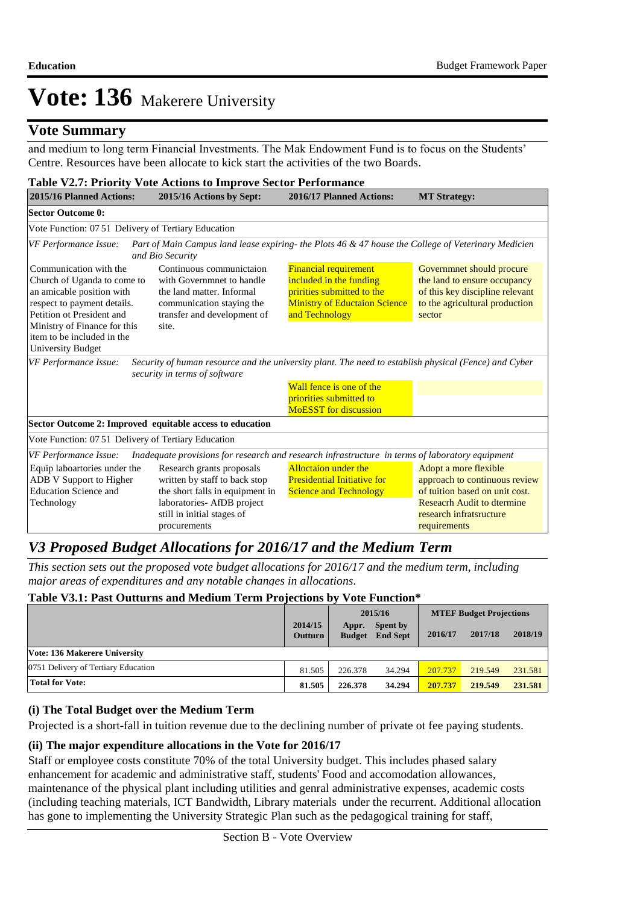# Vote: 136 Makerere University

## Vote Summary

and medium to long term Financial Investments. The Mak Endowment Fund is to focus on the Students' Centre. Resources have been allocate to kick start the activities of the two Boards.

**Table V2.7: Priority Vote Actions to Improve Sector Performance**

| 2015/16 Planned Actions: | 2015/16 Actions by Sept: | 2016/17 Planned Actions: | MT Strategy: |
|---|---|---|---|
| **Sector Outcome 0:** | | | |
| Vote Function: 07 51 Delivery of Tertiary Education | | | |
| *VF Performance Issue:* *Part of Main Campus land lease expiring- the Plots 46 & 47 house the College of Veterinary Medicien and Bio Security* | | | |
| Communication with the Church of Uganda to come to an amicable position with respect to payment details. Petition ot President and Ministry of Finance for this item to be included in the University Budget | Continuous communictaion with Governmnet to handle the land matter. Informal communication staying the transfer and development of site. | Financial requirement included in the funding piritities submitted to the Ministry of Eductaion Science and Technology | Governmnet should procure the land to ensure occupancy of this key discipline relevant to the agricultural production sector |
| *VF Performance Issue:* *Security of human resource and the university plant. The need to establish physical (Fence) and Cyber security in terms of software* | | | |
| | | Wall fence is one of the priorities submitted to MoESST for discussion | |
| **Sector Outcome 2: Improved equitable access to education** | | | |
| Vote Function: 07 51 Delivery of Tertiary Education | | | |
| *VF Performance Issue:* *Inadequate provisions for research and research infrastructure in terms of laboratory equipment* | | | |
| Equip laboartories under the ADB V Support to Higher Education Science and Technology | Research grants proposals written by staff to back stop the short falls in equipment in laboratories- AfDB project still in initial stages of procurements | Alloctaion under the Presidential Initiative for Science and Technology | Adopt a more flexible approach to continuous review of tuition based on unit cost. Reseacrh Audit to dtermine research infratsructure requirements |

## V3 Proposed Budget Allocations for 2016/17 and the Medium Term

*This section sets out the proposed vote budget allocations for 2016/17 and the medium term, including major areas of expenditures and any notable changes in allocations.*

**Table V3.1: Past Outturns and Medium Term Projections by Vote Function***

| | 2014/15 Outturn | 2015/16 Appr. Budget | 2015/16 Spent by End Sept | MTEF Budget Projections 2016/17 | 2017/18 | 2018/19 |
|---|---|---|---|---|---|---|
| **Vote: 136 Makerere University** | | | | | | |
| 0751 Delivery of Tertiary Education | 81.505 | 226.378 | 34.294 | 207.737 | 219.549 | 231.581 |
| **Total for Vote:** | **81.505** | **226.378** | **34.294** | **207.737** | **219.549** | **231.581** |

### (i) The Total Budget over the Medium Term

Projected is a short-fall in tuition revenue due to the declining number of private ot fee paying students.

### (ii) The major expenditure allocations in the Vote for 2016/17

Staff or employee costs constitute 70% of the total University budget. This includes phased salary enhancement for academic and administrative staff, students' Food and accomodation allowances, maintenance of the physical plant including utilities and genral administrative expenses, academic costs (including teaching materials, ICT Bandwidth, Library materials under the recurrent. Additional allocation has gone to implementing the University Strategic Plan such as the pedagogical training for staff,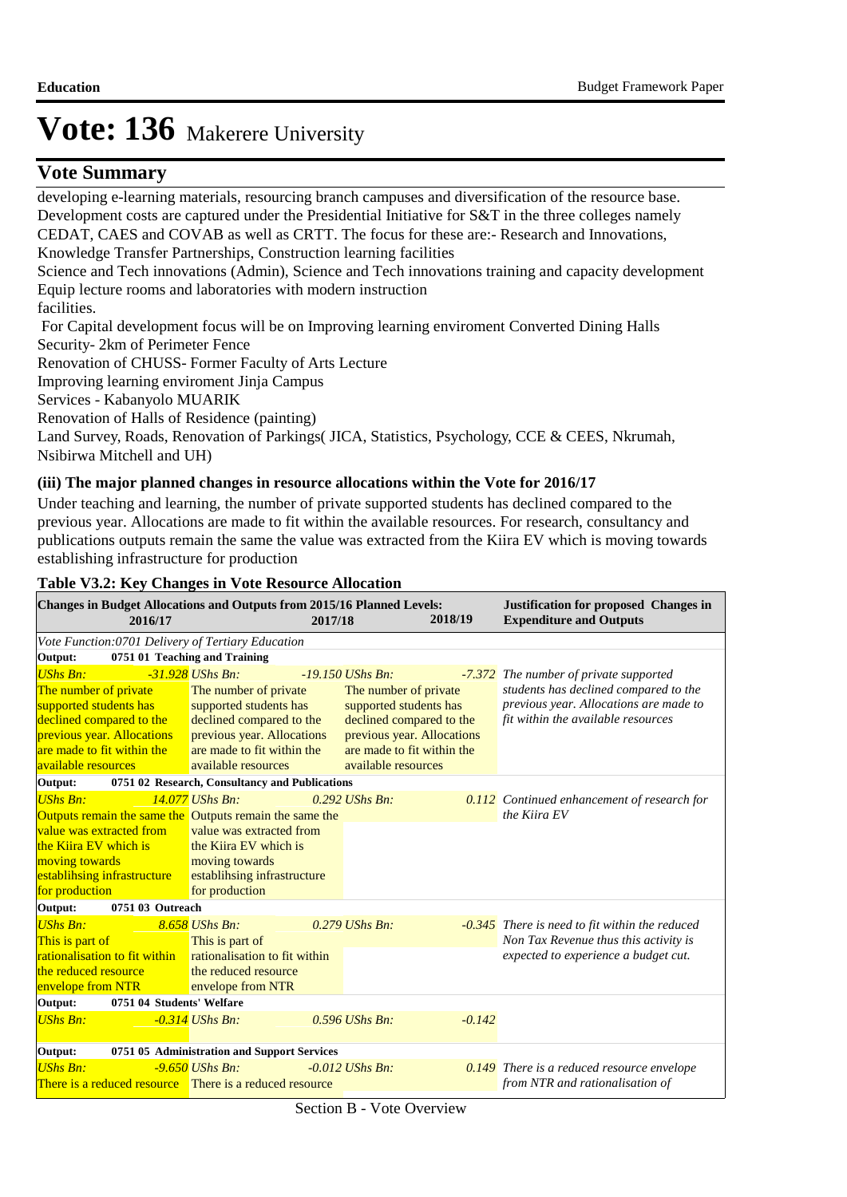# Vote: 136 Makerere University

## Vote Summary

developing e-learning materials, resourcing branch campuses and diversification of the resource base. Development costs are captured under the Presidential Initiative for S&T in the three colleges namely CEDAT, CAES and COVAB as well as CRTT. The focus for these are:- Research and Innovations, Knowledge Transfer Partnerships, Construction learning facilities

Science and Tech innovations (Admin), Science and Tech innovations training and capacity development

Equip lecture rooms and laboratories with modern instruction facilities.

For Capital development focus will be on Improving learning enviroment Converted Dining Halls

Security- 2km of Perimeter Fence

Renovation of CHUSS- Former Faculty of Arts Lecture

Improving learning enviroment Jinja Campus

Services - Kabanyolo MUARIK

Renovation of Halls of Residence (painting)

Land Survey, Roads, Renovation of Parkings( JICA, Statistics, Psychology, CCE & CEES, Nkrumah, Nsibirwa Mitchell and UH)

### (iii) The major planned changes in resource allocations within the Vote for 2016/17

Under teaching and learning, the number of private supported students has declined compared to the previous year. Allocations are made to fit within the available resources. For research, consultancy and publications outputs remain the same the value was extracted from the Kiira EV which is moving towards establishing infrastructure for production

**Table V3.2: Key Changes in Vote Resource Allocation**

| Changes in Budget Allocations and Outputs from 2015/16 Planned Levels: 2016/17 | 2017/18 | 2018/19 | Justification for proposed Changes in Expenditure and Outputs |
|---|---|---|---|
| *Vote Function:0701 Delivery of Tertiary Education* | | | |
| **Output: 0751 01 Teaching and Training** | | | |
| *UShs Bn: -31.928* The number of private supported students has declined compared to the previous year. Allocations are made to fit within the available resources | *UShs Bn: -19.150* The number of private supported students has declined compared to the previous year. Allocations are made to fit within the available resources | *UShs Bn: -7.372* The number of private supported students has declined compared to the previous year. Allocations are made to fit within the available resources | *The number of private supported students has declined compared to the previous year. Allocations are made to fit within the available resources* |
| **Output: 0751 02 Research, Consultancy and Publications** | | | |
| *UShs Bn: 14.077* Outputs remain the same the value was extracted from the Kiira EV which is moving towards establihsing infrastructure for production | *UShs Bn: 0.292* Outputs remain the same the value was extracted from the Kiira EV which is moving towards establihsing infrastructure for production | *UShs Bn: 0.112* | *Continued enhancement of research for the Kiira EV* |
| **Output: 0751 03 Outreach** | | | |
| *UShs Bn: 8.658* This is part of rationalisation to fit within the reduced resource envelope from NTR | *UShs Bn: 0.279* This is part of rationalisation to fit within the reduced resource envelope from NTR | *UShs Bn: -0.345* | *There is need to fit within the reduced Non Tax Revenue thus this activity is expected to experience a budget cut.* |
| **Output: 0751 04 Students' Welfare** | | | |
| *UShs Bn: -0.314* | *UShs Bn: 0.596* | *UShs Bn: -0.142* | |
| **Output: 0751 05 Administration and Support Services** | | | |
| *UShs Bn: -9.650* There is a reduced resource | *UShs Bn: -0.012* There is a reduced resource | *UShs Bn: 0.149* | *There is a reduced resource envelope from NTR and rationalisation of* |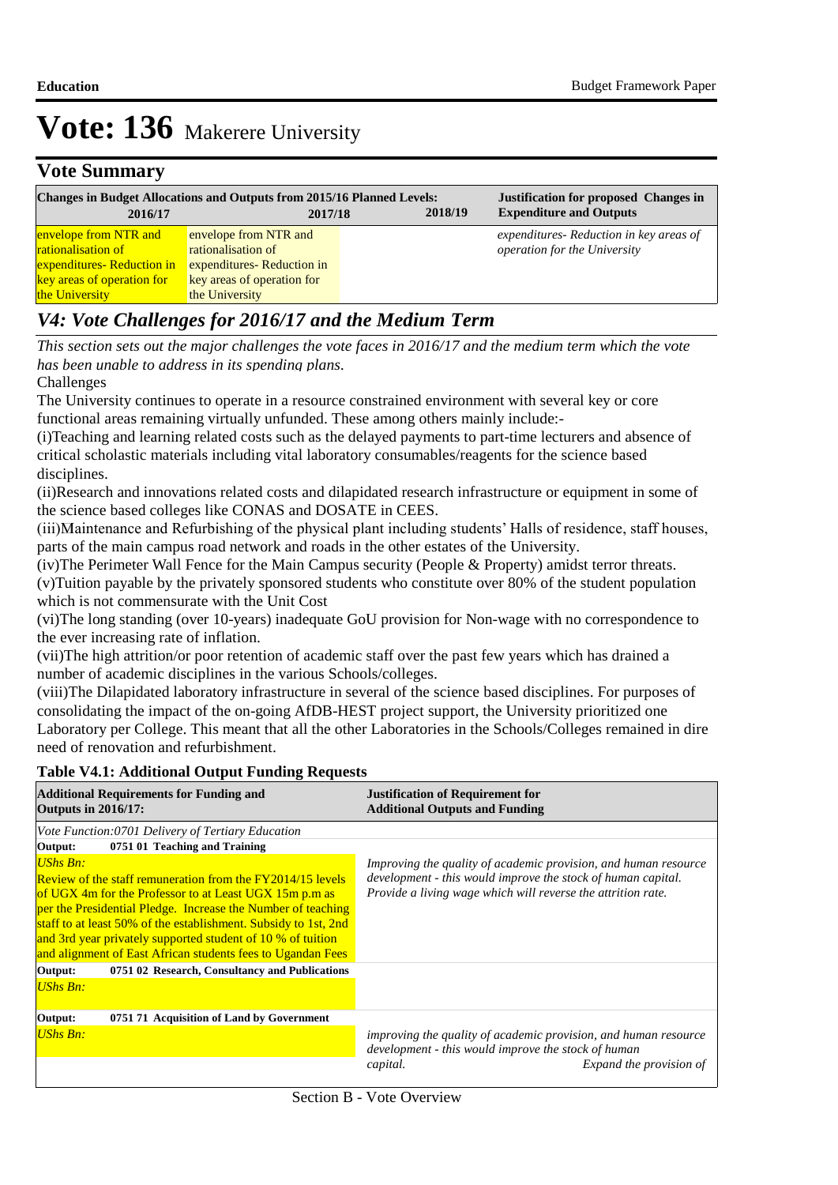# Vote: 136 Makerere University

## Vote Summary

| Changes in Budget Allocations and Outputs from 2015/16 Planned Levels: 2016/17 | 2017/18 | 2018/19 | Justification for proposed Changes in Expenditure and Outputs |
|---|---|---|---|
| envelope from NTR and rationalisation of expenditures- Reduction in key areas of operation for the University | envelope from NTR and rationalisation of expenditures- Reduction in key areas of operation for the University | | *expenditures- Reduction in key areas of operation for the University* |

## *V4: Vote Challenges for 2016/17 and the Medium Term*

*This section sets out the major challenges the vote faces in 2016/17 and the medium term which the vote has been unable to address in its spending plans.*

Challenges

The University continues to operate in a resource constrained environment with several key or core functional areas remaining virtually unfunded. These among others mainly include:-

(i)Teaching and learning related costs such as the delayed payments to part-time lecturers and absence of critical scholastic materials including vital laboratory consumables/reagents for the science based disciplines.

(ii)Research and innovations related costs and dilapidated research infrastructure or equipment in some of the science based colleges like CONAS and DOSATE in CEES.

(iii)Maintenance and Refurbishing of the physical plant including students' Halls of residence, staff houses, parts of the main campus road network and roads in the other estates of the University.

(iv)The Perimeter Wall Fence for the Main Campus security (People & Property) amidst terror threats.

(v)Tuition payable by the privately sponsored students who constitute over 80% of the student population which is not commensurate with the Unit Cost

(vi)The long standing (over 10-years) inadequate GoU provision for Non-wage with no correspondence to the ever increasing rate of inflation.

(vii)The high attrition/or poor retention of academic staff over the past few years which has drained a number of academic disciplines in the various Schools/colleges.

(viii)The Dilapidated laboratory infrastructure in several of the science based disciplines. For purposes of consolidating the impact of the on-going AfDB-HEST project support, the University prioritized one Laboratory per College. This meant that all the other Laboratories in the Schools/Colleges remained in dire need of renovation and refurbishment.

**Table V4.1: Additional Output Funding Requests**

| Additional Requirements for Funding and Outputs in 2016/17: | Justification of Requirement for Additional Outputs and Funding |
|---|---|
| *Vote Function:0701 Delivery of Tertiary Education* | |
| **Output: 0751 01 Teaching and Training** | |
| *UShs Bn:* Review of the staff remuneration from the FY2014/15 levels of UGX 4m for the Professor to at Least UGX 15m p.m as per the Presidential Pledge. Increase the Number of teaching staff to at least 50% of the establishment. Subsidy to 1st, 2nd and 3rd year privately supported student of 10 % of tuition and alignment of East African students fees to Ugandan Fees | *Improving the quality of academic provision, and human resource development - this would improve the stock of human capital. Provide a living wage which will reverse the attrition rate.* |
| **Output: 0751 02 Research, Consultancy and Publications** | |
| *UShs Bn:* | |
| **Output: 0751 71 Acquisition of Land by Government** | |
| *UShs Bn:* | *improving the quality of academic provision, and human resource development - this would improve the stock of human capital. Expand the provision of* |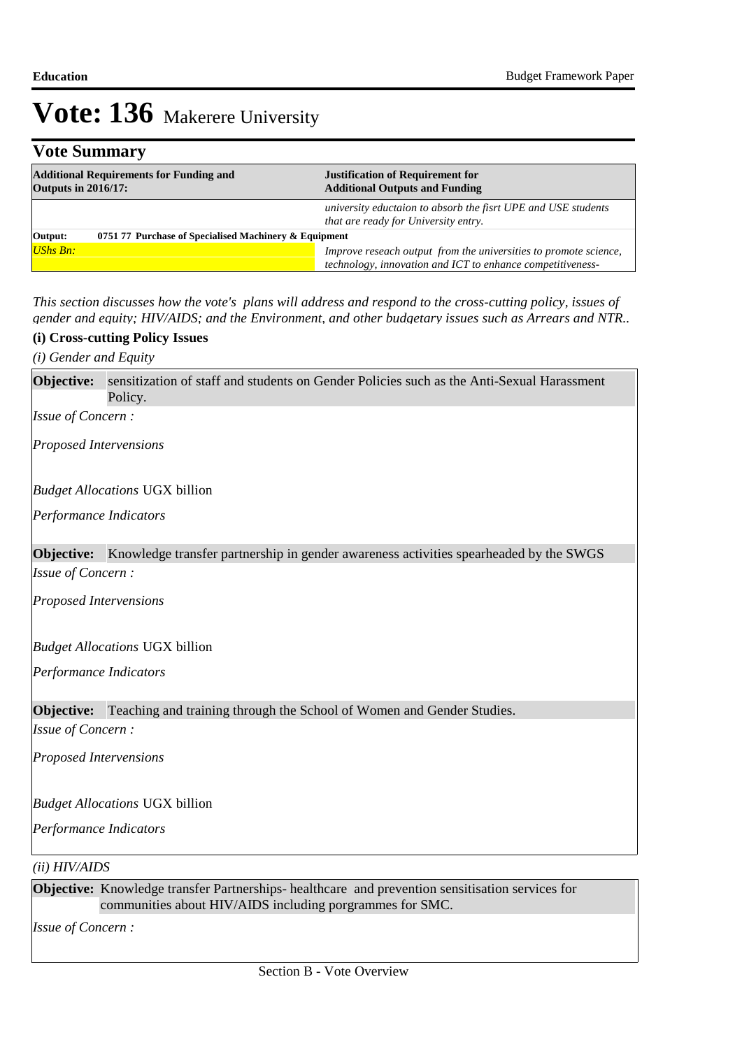# Vote: 136 Makerere University

## Vote Summary

| Additional Requirements for Funding and Outputs in 2016/17: | Justification of Requirement for Additional Outputs and Funding |
|---|---|
| | *university eductaion to absorb the fisrt UPE and USE students that are ready for University entry.* |
| **Output: 0751 77 Purchase of Specialised Machinery & Equipment** | |
| *UShs Bn:* | *Improve reseach output from the universities to promote science, technology, innovation and ICT to enhance competitiveness-* |

*This section discusses how the vote's plans will address and respond to the cross-cutting policy, issues of gender and equity; HIV/AIDS; and the Environment, and other budgetary issues such as Arrears and NTR..*

**(i) Cross-cutting Policy Issues**

*(i) Gender and Equity*

**Objective:** sensitization of staff and students on Gender Policies such as the Anti-Sexual Harassment Policy.

*Issue of Concern :*

*Proposed Interventions*

*Budget Allocations* UGX billion

*Performance Indicators*

**Objective:** Knowledge transfer partnership in gender awareness activities spearheaded by the SWGS

*Issue of Concern :*

*Proposed Interventions*

*Budget Allocations* UGX billion

*Performance Indicators*

**Objective:** Teaching and training through the School of Women and Gender Studies.

*Issue of Concern :*

*Proposed Interventions*

*Budget Allocations* UGX billion

*Performance Indicators*

*(ii) HIV/AIDS*

**Objective:** Knowledge transfer Partnerships- healthcare and prevention sensitisation services for communities about HIV/AIDS including porgrammes for SMC.

*Issue of Concern :*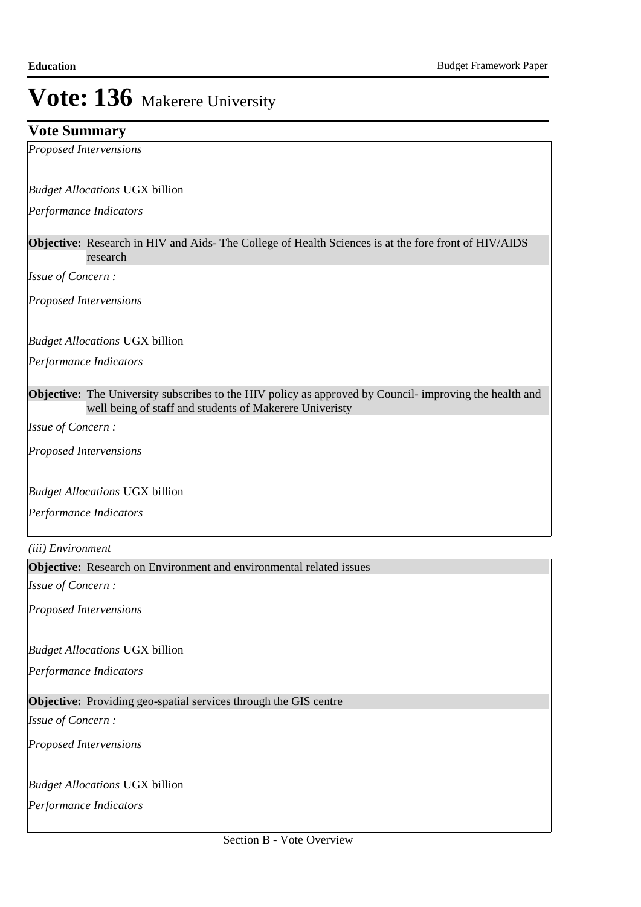# Vote: 136 Makerere University

## Vote Summary

*Proposed Interventions*

*Budget Allocations* UGX billion

*Performance Indicators*

**Objective:** Research in HIV and Aids- The College of Health Sciences is at the fore front of HIV/AIDS research

*Issue of Concern :*

*Proposed Interventions*

*Budget Allocations* UGX billion

*Performance Indicators*

**Objective:** The University subscribes to the HIV policy as approved by Council- improving the health and well being of staff and students of Makerere Univeristy

*Issue of Concern :*

*Proposed Interventions*

*Budget Allocations* UGX billion

*Performance Indicators*

*(iii) Environment*

**Objective:** Research on Environment and environmental related issues

*Issue of Concern :*

*Proposed Interventions*

*Budget Allocations* UGX billion

*Performance Indicators*

**Objective:** Providing geo-spatial services through the GIS centre

*Issue of Concern :*

*Proposed Interventions*

*Budget Allocations* UGX billion

*Performance Indicators*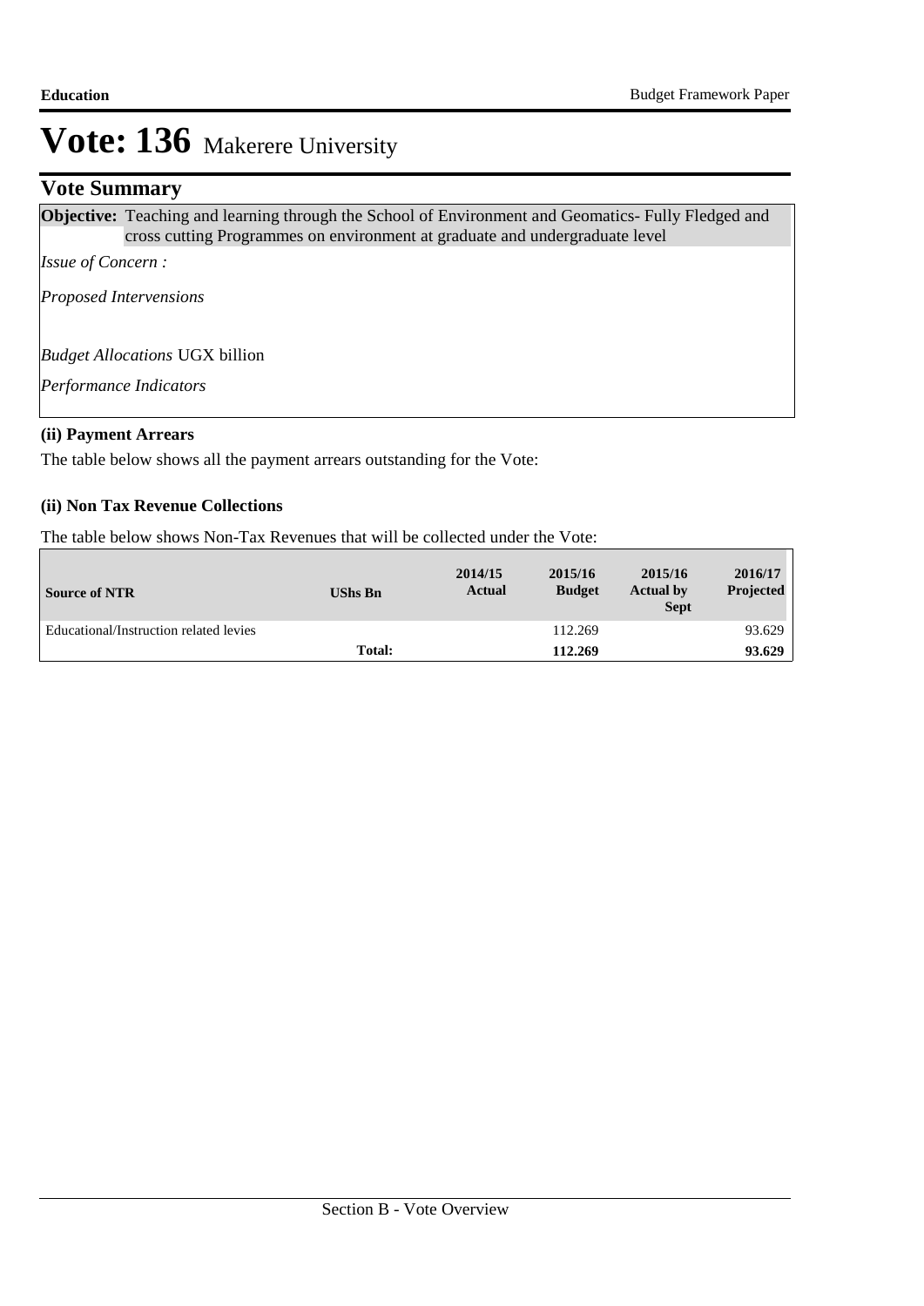# Vote: 136 Makerere University

## Vote Summary

**Objective:** Teaching and learning through the School of Environment and Geomatics- Fully Fledged and cross cutting Programmes on environment at graduate and undergraduate level

*Issue of Concern :*

*Proposed Intervensions*

*Budget Allocations* UGX billion

*Performance Indicators*

**(ii) Payment Arrears**

The table below shows all the payment arrears outstanding for the Vote:

**(ii) Non Tax Revenue Collections**

The table below shows Non-Tax Revenues that will be collected under the Vote:

| Source of NTR | UShs Bn | 2014/15 Actual | 2015/16 Budget | 2015/16 Actual by Sept | 2016/17 Projected |
|---|---|---|---|---|---|
| Educational/Instruction related levies | | | 112.269 | | 93.629 |
| | **Total:** | | **112.269** | | **93.629** |